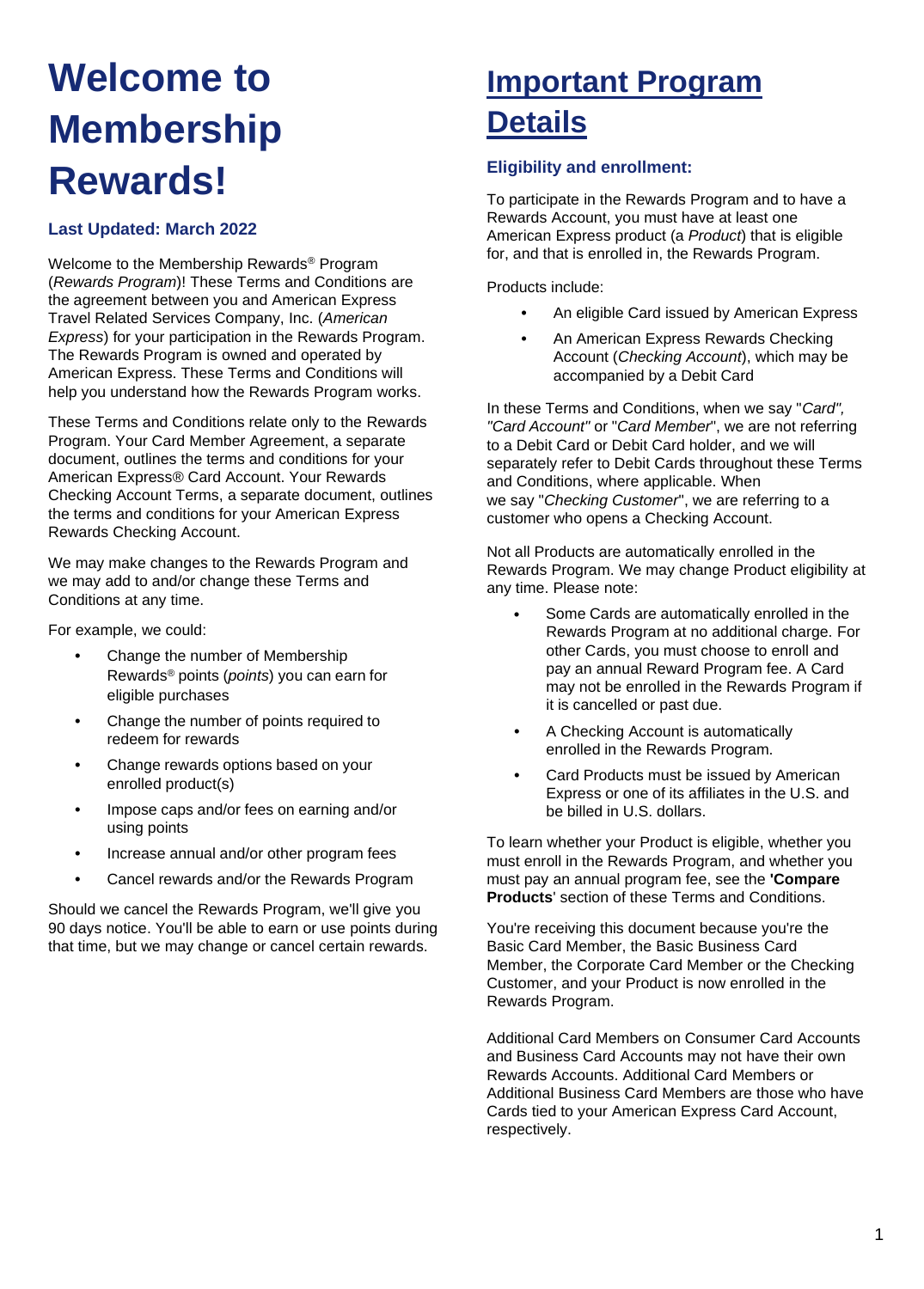# Welcome to Membership Rewards!

### Last Updated: March 2022

Welcome to the Membership Rewards® Program (*Rewards Program*)! These Terms and Conditions are the agreement between you and American Express Travel Related Services Company, Inc. (*American Express*) for your participation in the Rewards Program. The Rewards Program is owned and operated by American Express. These Terms and Conditions will help you understand how the Rewards Program works.

These Terms and Conditions relate only to the Rewards Program. Your Card Member Agreement, a separate document, outlines the terms and conditions for your American Express® Card Account. Your Rewards Checking Account Terms, a separate document, outlines the terms and conditions for your American Express Rewards Checking Account.

We may make changes to the Rewards Program and we may add to and/or change these Terms and Conditions at any time.

For example, we could:

- Change the number of Membership Rewards® points (*points*) you can earn for eligible purchases
- Change the number of points required to redeem for rewards
- Change rewards options based on your enrolled product(s)
- Impose caps and/or fees on earning and/or using points
- Increase annual and/or other program fees
- Cancel rewards and/or the Rewards Program

Should we cancel the Rewards Program, we'll give you 90 days notice. You'll be able to earn or use points during that time, but we may change or cancel certain rewards.

# Important Program Details

### Eligibility and enrollment:

To participate in the Rewards Program and to have a Rewards Account, you must have at least one American Express product (a *Product*) that is eligible for, and that is enrolled in, the Rewards Program.

Products include:

- An eligible Card issued by American Express
- An American Express Rewards Checking Account (*Checking Account*), which may be accompanied by a Debit Card

In these Terms and Conditions, when we say "*Card", "Card Account"* or "*Card Member*", we are not referring to a Debit Card or Debit Card holder, and we will separately refer to Debit Cards throughout these Terms and Conditions, where applicable. When we say "*Checking Customer*", we are referring to a customer who opens a Checking Account.

Not all Products are automatically enrolled in the Rewards Program. We may change Product eligibility at any time. Please note:

- Some Cards are automatically enrolled in the Rewards Program at no additional charge. For other Cards, you must choose to enroll and pay an annual Reward Program fee. A Card may not be enrolled in the Rewards Program if it is cancelled or past due.
- A Checking Account is automatically enrolled in the Rewards Program.
- Card Products must be issued by American Express or one of its affiliates in the U.S. and be billed in U.S. dollars.

To learn whether your Product is eligible, whether you must enroll in the Rewards Program, and whether you must pay an annual program fee, see the **'Compare Products**' section of these Terms and Conditions.

You're receiving this document because you're the Basic Card Member, the Basic Business Card Member, the Corporate Card Member or the Checking Customer, and your Product is now enrolled in the Rewards Program.

Additional Card Members on Consumer Card Accounts and Business Card Accounts may not have their own Rewards Accounts. Additional Card Members or Additional Business Card Members are those who have Cards tied to your American Express Card Account, respectively.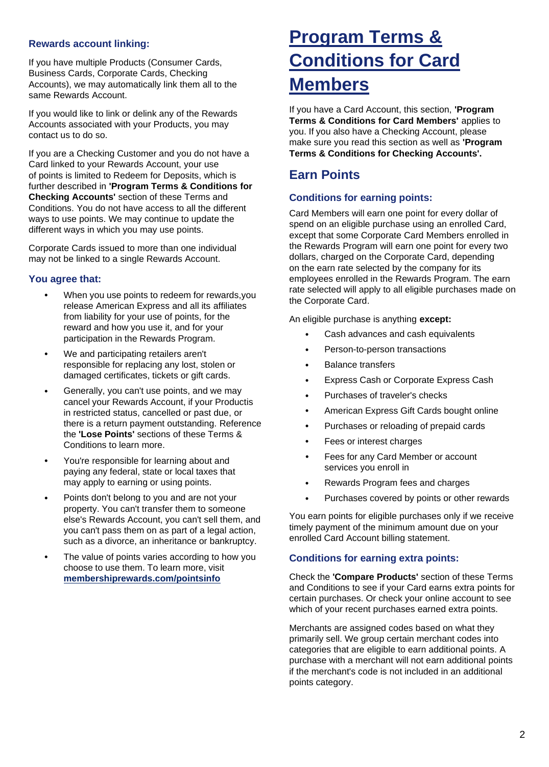### Rewards account linking:

If you have multiple Products (Consumer Cards, Business Cards, Corporate Cards, Checking Accounts), we may automatically link them all to the same Rewards Account.

If you would like to link or delink any of the Rewards Accounts associated with your Products, you may contact us to do so.

If you are a Checking Customer and you do not have a Card linked to your Rewards Account, your use of points is limited to Redeem for Deposits, which is further described in **'Program Terms & Conditions for Checking Accounts'** section of these Terms and Conditions. You do not have access to all the different ways to use points. We may continue to update the different ways in which you may use points.

Corporate Cards issued to more than one individual may not be linked to a single Rewards Account.

### You agree that:

- When you use points to redeem for rewards,you release American Express and all its affiliates from liability for your use of points, for the reward and how you use it, and for your participation in the Rewards Program.
- We and participating retailers aren't responsible for replacing any lost, stolen or damaged certificates, tickets or gift cards.
- Generally, you can't use points, and we may cancel your Rewards Account, if your Productis in restricted status, cancelled or past due, or there is a return payment outstanding. Reference the **'Lose Points'** sections of these Terms & Conditions to learn more.
- You're responsible for learning about and paying any federal, state or local taxes that may apply to earning or using points.
- Points don't belong to you and are not your property. You can't transfer them to someone else's Rewards Account, you can't sell them, and you can't pass them on as part of a legal action, such as a divorce, an inheritance or bankruptcy.
- The value of points varies according to how you choose to use them. To learn more, visit **membershiprewards.com/pointsinfo**

# Program Terms & Conditions for Card Members

If you have a Card Account, this section, **'Program Terms & Conditions for Card Members'** applies to you. If you also have a Checking Account, please make sure you read this section as well as **'Program Terms & Conditions for Checking Accounts'.**

## Earn Points

### Conditions for earning points:

Card Members will earn one point for every dollar of spend on an eligible purchase using an enrolled Card, except that some Corporate Card Members enrolled in the Rewards Program will earn one point for every two dollars, charged on the Corporate Card, depending on the earn rate selected by the company for its employees enrolled in the Rewards Program. The earn rate selected will apply to all eligible purchases made on the Corporate Card.

An eligible purchase is anything **except:**

- Cash advances and cash equivalents
- Person-to-person transactions
- Balance transfers
- Express Cash or Corporate Express Cash
- Purchases of traveler's checks
- American Express Gift Cards bought online
- Purchases or reloading of prepaid cards
- Fees or interest charges
- Fees for any Card Member or account services you enroll in
- Rewards Program fees and charges
- Purchases covered by points or other rewards

You earn points for eligible purchases only if we receive timely payment of the minimum amount due on your enrolled Card Account billing statement.

### Conditions for earning extra points:

Check the **'Compare Products'** section of these Terms and Conditions to see if your Card earns extra points for certain purchases. Or check your online account to see which of your recent purchases earned extra points.

Merchants are assigned codes based on what they primarily sell. We group certain merchant codes into categories that are eligible to earn additional points. A purchase with a merchant will not earn additional points if the merchant's code is not included in an additional points category.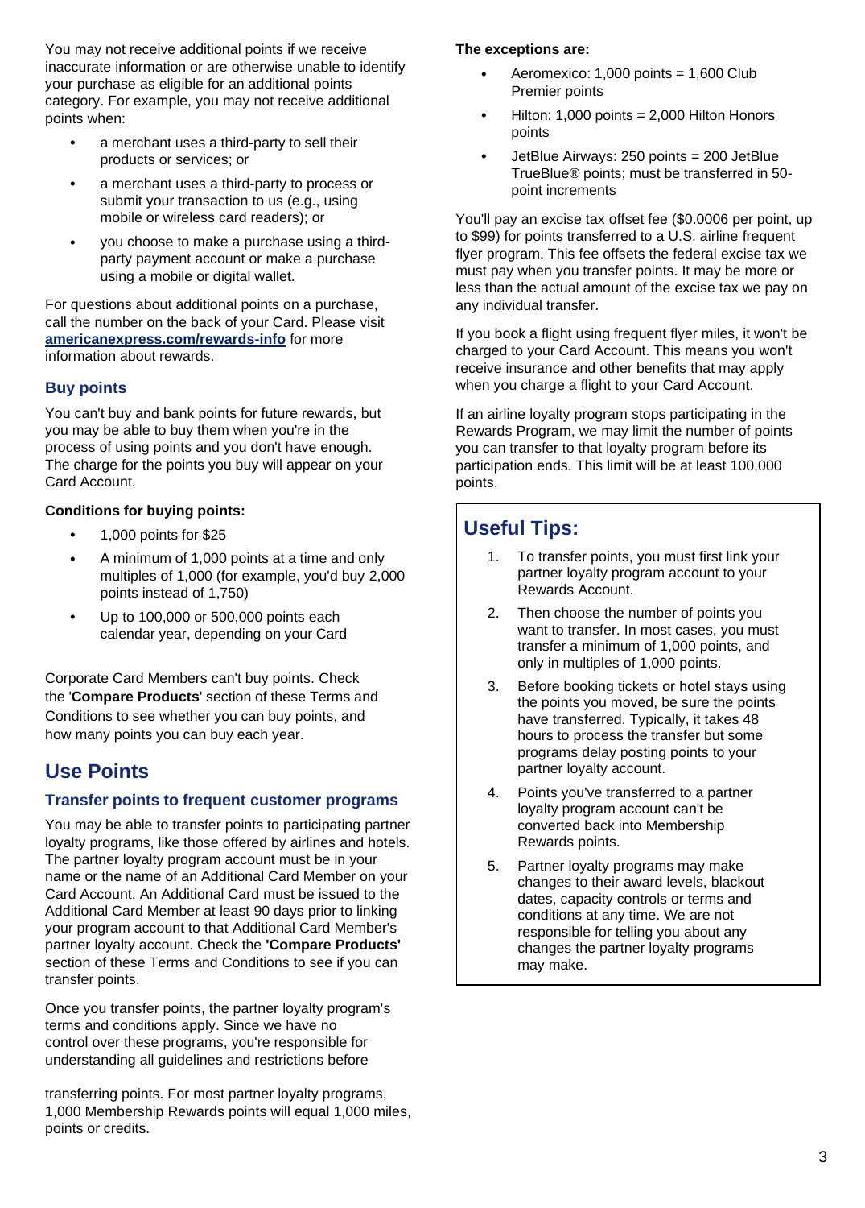You may not receive additional points if we receive inaccurate information or are otherwise unable to identify your purchase as eligible for an additional points category. For example, you may not receive additional points when:

- a merchant uses a third-party to sell their products or services; or
- a merchant uses a third-party to process or submit your transaction to us (e.g., using mobile or wireless card readers); or
- you choose to make a purchase using a third-party payment account or make a purchase using a mobile or digital wallet.

For questions about additional points on a purchase, call the number on the back of your Card. Please visit **americanexpress.com/rewards-info** for more information about rewards.

### Buy points

You can't buy and bank points for future rewards, but you may be able to buy them when you're in the process of using points and you don't have enough. The charge for the points you buy will appear on your Card Account.

**Conditions for buying points:**

- 1,000 points for $25
- A minimum of 1,000 points at a time and only multiples of 1,000 (for example, you'd buy 2,000 points instead of 1,750)
- Up to 100,000 or 500,000 points each calendar year, depending on your Card

Corporate Card Members can't buy points. Check the '**Compare Products**' section of these Terms and Conditions to see whether you can buy points, and how many points you can buy each year.

## Use Points

### Transfer points to frequent customer programs

You may be able to transfer points to participating partner loyalty programs, like those offered by airlines and hotels. The partner loyalty program account must be in your name or the name of an Additional Card Member on your Card Account. An Additional Card must be issued to the Additional Card Member at least 90 days prior to linking your program account to that Additional Card Member's partner loyalty account. Check the **'Compare Products'** section of these Terms and Conditions to see if you can transfer points.

Once you transfer points, the partner loyalty program's terms and conditions apply. Since we have no control over these programs, you're responsible for understanding all guidelines and restrictions before transferring points. For most partner loyalty programs, 1,000 Membership Rewards points will equal 1,000 miles, points or credits.

**The exceptions are:**

- Aeromexico: 1,000 points = 1,600 Club Premier points
- Hilton: 1,000 points = 2,000 Hilton Honors points
- JetBlue Airways: 250 points = 200 JetBlue TrueBlue® points; must be transferred in 50-point increments

You'll pay an excise tax offset fee ($0.0006 per point, up to $99) for points transferred to a U.S. airline frequent flyer program. This fee offsets the federal excise tax we must pay when you transfer points. It may be more or less than the actual amount of the excise tax we pay on any individual transfer.

If you book a flight using frequent flyer miles, it won't be charged to your Card Account. This means you won't receive insurance and other benefits that may apply when you charge a flight to your Card Account.

If an airline loyalty program stops participating in the Rewards Program, we may limit the number of points you can transfer to that loyalty program before its participation ends. This limit will be at least 100,000 points.

## Useful Tips:

1. To transfer points, you must first link your partner loyalty program account to your Rewards Account.
2. Then choose the number of points you want to transfer. In most cases, you must transfer a minimum of 1,000 points, and only in multiples of 1,000 points.
3. Before booking tickets or hotel stays using the points you moved, be sure the points have transferred. Typically, it takes 48 hours to process the transfer but some programs delay posting points to your partner loyalty account.
4. Points you've transferred to a partner loyalty program account can't be converted back into Membership Rewards points.
5. Partner loyalty programs may make changes to their award levels, blackout dates, capacity controls or terms and conditions at any time. We are not responsible for telling you about any changes the partner loyalty programs may make.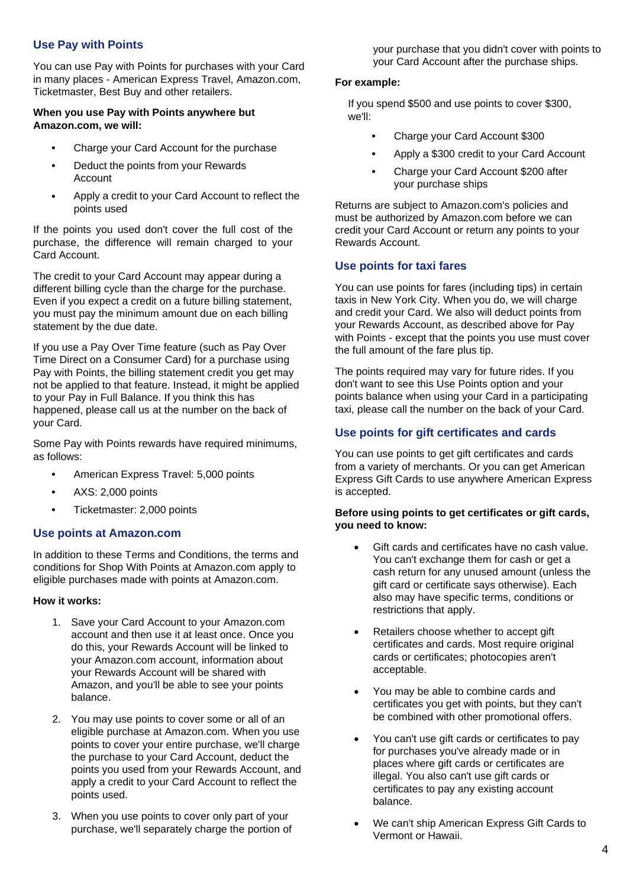## Use Pay with Points

You can use Pay with Points for purchases with your Card in many places - American Express Travel, Amazon.com, Ticketmaster, Best Buy and other retailers.

**When you use Pay with Points anywhere but Amazon.com, we will:**

- Charge your Card Account for the purchase
- Deduct the points from your Rewards Account
- Apply a credit to your Card Account to reflect the points used

If the points you used don't cover the full cost of the purchase, the difference will remain charged to your Card Account.

The credit to your Card Account may appear during a different billing cycle than the charge for the purchase. Even if you expect a credit on a future billing statement, you must pay the minimum amount due on each billing statement by the due date.

If you use a Pay Over Time feature (such as Pay Over Time Direct on a Consumer Card) for a purchase using Pay with Points, the billing statement credit you get may not be applied to that feature. Instead, it might be applied to your Pay in Full Balance. If you think this has happened, please call us at the number on the back of your Card.

Some Pay with Points rewards have required minimums, as follows:

- American Express Travel: 5,000 points
- AXS: 2,000 points
- Ticketmaster: 2,000 points

## Use points at Amazon.com

In addition to these Terms and Conditions, the terms and conditions for Shop With Points at Amazon.com apply to eligible purchases made with points at Amazon.com.

**How it works:**

1. Save your Card Account to your Amazon.com account and then use it at least once. Once you do this, your Rewards Account will be linked to your Amazon.com account, information about your Rewards Account will be shared with Amazon, and you'll be able to see your points balance.
2. You may use points to cover some or all of an eligible purchase at Amazon.com. When you use points to cover your entire purchase, we'll charge the purchase to your Card Account, deduct the points you used from your Rewards Account, and apply a credit to your Card Account to reflect the points used.
3. When you use points to cover only part of your purchase, we'll separately charge the portion of your purchase that you didn't cover with points to your Card Account after the purchase ships.

**For example:**

If you spend $500 and use points to cover $300, we'll:

- Charge your Card Account $300
- Apply a $300 credit to your Card Account
- Charge your Card Account $200 after your purchase ships

Returns are subject to Amazon.com's policies and must be authorized by Amazon.com before we can credit your Card Account or return any points to your Rewards Account.

## Use points for taxi fares

You can use points for fares (including tips) in certain taxis in New York City. When you do, we will charge and credit your Card. We also will deduct points from your Rewards Account, as described above for Pay with Points - except that the points you use must cover the full amount of the fare plus tip.

The points required may vary for future rides. If you don't want to see this Use Points option and your points balance when using your Card in a participating taxi, please call the number on the back of your Card.

## Use points for gift certificates and cards

You can use points to get gift certificates and cards from a variety of merchants. Or you can get American Express Gift Cards to use anywhere American Express is accepted.

**Before using points to get certificates or gift cards, you need to know:**

- Gift cards and certificates have no cash value. You can't exchange them for cash or get a cash return for any unused amount (unless the gift card or certificate says otherwise). Each also may have specific terms, conditions or restrictions that apply.
- Retailers choose whether to accept gift certificates and cards. Most require original cards or certificates; photocopies aren't acceptable.
- You may be able to combine cards and certificates you get with points, but they can't be combined with other promotional offers.
- You can't use gift cards or certificates to pay for purchases you've already made or in places where gift cards or certificates are illegal. You also can't use gift cards or certificates to pay any existing account balance.
- We can't ship American Express Gift Cards to Vermont or Hawaii.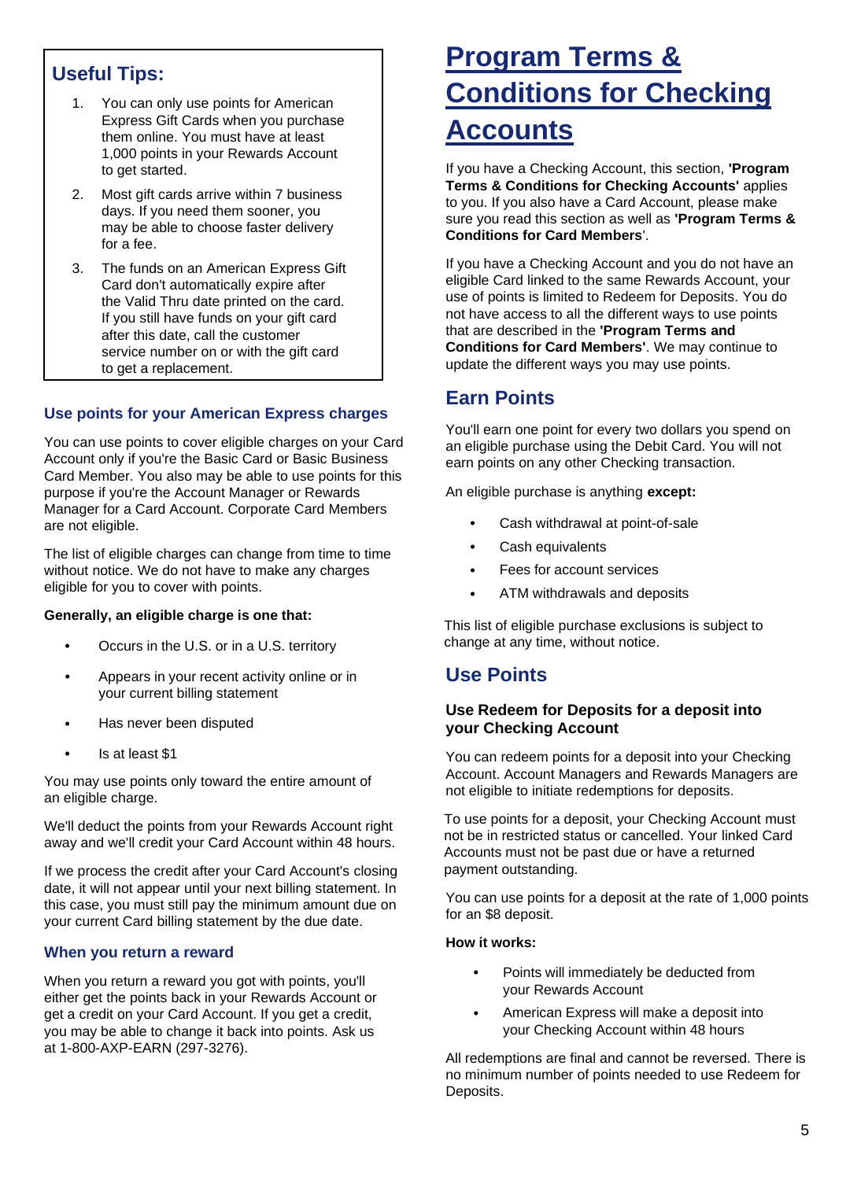## Useful Tips:

1. You can only use points for American Express Gift Cards when you purchase them online. You must have at least 1,000 points in your Rewards Account to get started.
2. Most gift cards arrive within 7 business days. If you need them sooner, you may be able to choose faster delivery for a fee.
3. The funds on an American Express Gift Card don't automatically expire after the Valid Thru date printed on the card. If you still have funds on your gift card after this date, call the customer service number on or with the gift card to get a replacement.

### Use points for your American Express charges

You can use points to cover eligible charges on your Card Account only if you're the Basic Card or Basic Business Card Member. You also may be able to use points for this purpose if you're the Account Manager or Rewards Manager for a Card Account. Corporate Card Members are not eligible.

The list of eligible charges can change from time to time without notice. We do not have to make any charges eligible for you to cover with points.

**Generally, an eligible charge is one that:**

- Occurs in the U.S. or in a U.S. territory
- Appears in your recent activity online or in your current billing statement
- Has never been disputed
- Is at least $1

You may use points only toward the entire amount of an eligible charge.

We'll deduct the points from your Rewards Account right away and we'll credit your Card Account within 48 hours.

If we process the credit after your Card Account's closing date, it will not appear until your next billing statement. In this case, you must still pay the minimum amount due on your current Card billing statement by the due date.

### When you return a reward

When you return a reward you got with points, you'll either get the points back in your Rewards Account or get a credit on your Card Account. If you get a credit, you may be able to change it back into points. Ask us at 1-800-AXP-EARN (297-3276).

# Program Terms & Conditions for Checking Accounts

If you have a Checking Account, this section, **'Program Terms & Conditions for Checking Accounts'** applies to you. If you also have a Card Account, please make sure you read this section as well as **'Program Terms & Conditions for Card Members'**.

If you have a Checking Account and you do not have an eligible Card linked to the same Rewards Account, your use of points is limited to Redeem for Deposits. You do not have access to all the different ways to use points that are described in the **'Program Terms and Conditions for Card Members'**. We may continue to update the different ways you may use points.

## Earn Points

You'll earn one point for every two dollars you spend on an eligible purchase using the Debit Card. You will not earn points on any other Checking transaction.

An eligible purchase is anything **except:**

- Cash withdrawal at point-of-sale
- Cash equivalents
- Fees for account services
- ATM withdrawals and deposits

This list of eligible purchase exclusions is subject to change at any time, without notice.

## Use Points

### Use Redeem for Deposits for a deposit into your Checking Account

You can redeem points for a deposit into your Checking Account. Account Managers and Rewards Managers are not eligible to initiate redemptions for deposits.

To use points for a deposit, your Checking Account must not be in restricted status or cancelled. Your linked Card Accounts must not be past due or have a returned payment outstanding.

You can use points for a deposit at the rate of 1,000 points for an $8 deposit.

**How it works:**

- Points will immediately be deducted from your Rewards Account
- American Express will make a deposit into your Checking Account within 48 hours

All redemptions are final and cannot be reversed. There is no minimum number of points needed to use Redeem for Deposits.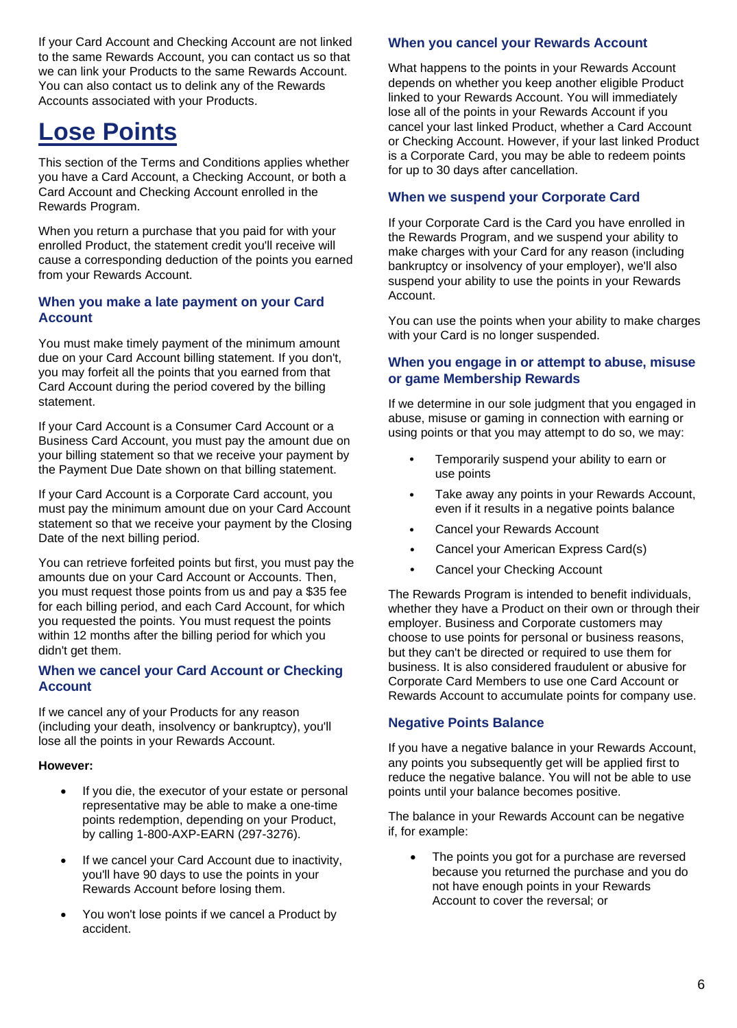If your Card Account and Checking Account are not linked to the same Rewards Account, you can contact us so that we can link your Products to the same Rewards Account. You can also contact us to delink any of the Rewards Accounts associated with your Products.

# Lose Points

This section of the Terms and Conditions applies whether you have a Card Account, a Checking Account, or both a Card Account and Checking Account enrolled in the Rewards Program.

When you return a purchase that you paid for with your enrolled Product, the statement credit you'll receive will cause a corresponding deduction of the points you earned from your Rewards Account.

### When you make a late payment on your Card Account

You must make timely payment of the minimum amount due on your Card Account billing statement. If you don't, you may forfeit all the points that you earned from that Card Account during the period covered by the billing statement.

If your Card Account is a Consumer Card Account or a Business Card Account, you must pay the amount due on your billing statement so that we receive your payment by the Payment Due Date shown on that billing statement.

If your Card Account is a Corporate Card account, you must pay the minimum amount due on your Card Account statement so that we receive your payment by the Closing Date of the next billing period.

You can retrieve forfeited points but first, you must pay the amounts due on your Card Account or Accounts. Then, you must request those points from us and pay a $35 fee for each billing period, and each Card Account, for which you requested the points. You must request the points within 12 months after the billing period for which you didn't get them.

### When we cancel your Card Account or Checking Account

If we cancel any of your Products for any reason (including your death, insolvency or bankruptcy), you'll lose all the points in your Rewards Account.

**However:**

- If you die, the executor of your estate or personal representative may be able to make a one-time points redemption, depending on your Product, by calling 1-800-AXP-EARN (297-3276).
- If we cancel your Card Account due to inactivity, you'll have 90 days to use the points in your Rewards Account before losing them.
- You won't lose points if we cancel a Product by accident.

### When you cancel your Rewards Account

What happens to the points in your Rewards Account depends on whether you keep another eligible Product linked to your Rewards Account. You will immediately lose all of the points in your Rewards Account if you cancel your last linked Product, whether a Card Account or Checking Account. However, if your last linked Product is a Corporate Card, you may be able to redeem points for up to 30 days after cancellation.

### When we suspend your Corporate Card

If your Corporate Card is the Card you have enrolled in the Rewards Program, and we suspend your ability to make charges with your Card for any reason (including bankruptcy or insolvency of your employer), we'll also suspend your ability to use the points in your Rewards Account.

You can use the points when your ability to make charges with your Card is no longer suspended.

### When you engage in or attempt to abuse, misuse or game Membership Rewards

If we determine in our sole judgment that you engaged in abuse, misuse or gaming in connection with earning or using points or that you may attempt to do so, we may:

- Temporarily suspend your ability to earn or use points
- Take away any points in your Rewards Account, even if it results in a negative points balance
- Cancel your Rewards Account
- Cancel your American Express Card(s)
- Cancel your Checking Account

The Rewards Program is intended to benefit individuals, whether they have a Product on their own or through their employer. Business and Corporate customers may choose to use points for personal or business reasons, but they can't be directed or required to use them for business. It is also considered fraudulent or abusive for Corporate Card Members to use one Card Account or Rewards Account to accumulate points for company use.

### Negative Points Balance

If you have a negative balance in your Rewards Account, any points you subsequently get will be applied first to reduce the negative balance. You will not be able to use points until your balance becomes positive.

The balance in your Rewards Account can be negative if, for example:

- The points you got for a purchase are reversed because you returned the purchase and you do not have enough points in your Rewards Account to cover the reversal; or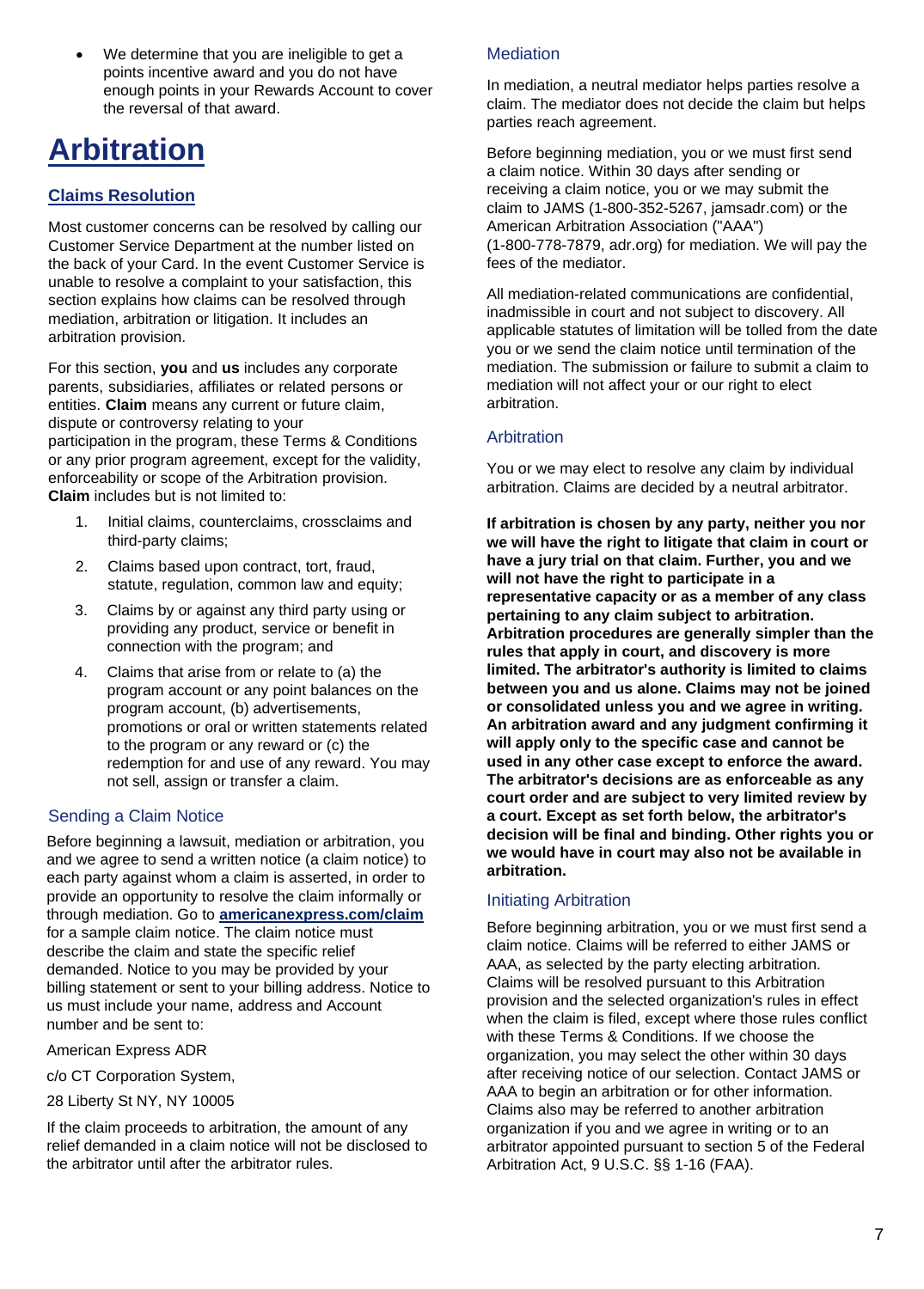- We determine that you are ineligible to get a points incentive award and you do not have enough points in your Rewards Account to cover the reversal of that award.

# Arbitration

## Claims Resolution

Most customer concerns can be resolved by calling our Customer Service Department at the number listed on the back of your Card. In the event Customer Service is unable to resolve a complaint to your satisfaction, this section explains how claims can be resolved through mediation, arbitration or litigation. It includes an arbitration provision.

For this section, **you** and **us** includes any corporate parents, subsidiaries, affiliates or related persons or entities. **Claim** means any current or future claim, dispute or controversy relating to your participation in the program, these Terms & Conditions or any prior program agreement, except for the validity, enforceability or scope of the Arbitration provision. **Claim** includes but is not limited to:

1. Initial claims, counterclaims, crossclaims and third-party claims;
2. Claims based upon contract, tort, fraud, statute, regulation, common law and equity;
3. Claims by or against any third party using or providing any product, service or benefit in connection with the program; and
4. Claims that arise from or relate to (a) the program account or any point balances on the program account, (b) advertisements, promotions or oral or written statements related to the program or any reward or (c) the redemption for and use of any reward. You may not sell, assign or transfer a claim.

### Sending a Claim Notice

Before beginning a lawsuit, mediation or arbitration, you and we agree to send a written notice (a claim notice) to each party against whom a claim is asserted, in order to provide an opportunity to resolve the claim informally or through mediation. Go to **americanexpress.com/claim** for a sample claim notice. The claim notice must describe the claim and state the specific relief demanded. Notice to you may be provided by your billing statement or sent to your billing address. Notice to us must include your name, address and Account number and be sent to:

American Express ADR

c/o CT Corporation System,

28 Liberty St NY, NY 10005

If the claim proceeds to arbitration, the amount of any relief demanded in a claim notice will not be disclosed to the arbitrator until after the arbitrator rules.

### Mediation

In mediation, a neutral mediator helps parties resolve a claim. The mediator does not decide the claim but helps parties reach agreement.

Before beginning mediation, you or we must first send a claim notice. Within 30 days after sending or receiving a claim notice, you or we may submit the claim to JAMS (1-800-352-5267, jamsadr.com) or the American Arbitration Association ("AAA") (1-800-778-7879, adr.org) for mediation. We will pay the fees of the mediator.

All mediation-related communications are confidential, inadmissible in court and not subject to discovery. All applicable statutes of limitation will be tolled from the date you or we send the claim notice until termination of the mediation. The submission or failure to submit a claim to mediation will not affect your or our right to elect arbitration.

### Arbitration

You or we may elect to resolve any claim by individual arbitration. Claims are decided by a neutral arbitrator.

**If arbitration is chosen by any party, neither you nor we will have the right to litigate that claim in court or have a jury trial on that claim. Further, you and we will not have the right to participate in a representative capacity or as a member of any class pertaining to any claim subject to arbitration. Arbitration procedures are generally simpler than the rules that apply in court, and discovery is more limited. The arbitrator's authority is limited to claims between you and us alone. Claims may not be joined or consolidated unless you and we agree in writing. An arbitration award and any judgment confirming it will apply only to the specific case and cannot be used in any other case except to enforce the award. The arbitrator's decisions are as enforceable as any court order and are subject to very limited review by a court. Except as set forth below, the arbitrator's decision will be final and binding. Other rights you or we would have in court may also not be available in arbitration.**

### Initiating Arbitration

Before beginning arbitration, you or we must first send a claim notice. Claims will be referred to either JAMS or AAA, as selected by the party electing arbitration. Claims will be resolved pursuant to this Arbitration provision and the selected organization's rules in effect when the claim is filed, except where those rules conflict with these Terms & Conditions. If we choose the organization, you may select the other within 30 days after receiving notice of our selection. Contact JAMS or AAA to begin an arbitration or for other information. Claims also may be referred to another arbitration organization if you and we agree in writing or to an arbitrator appointed pursuant to section 5 of the Federal Arbitration Act, 9 U.S.C. §§ 1-16 (FAA).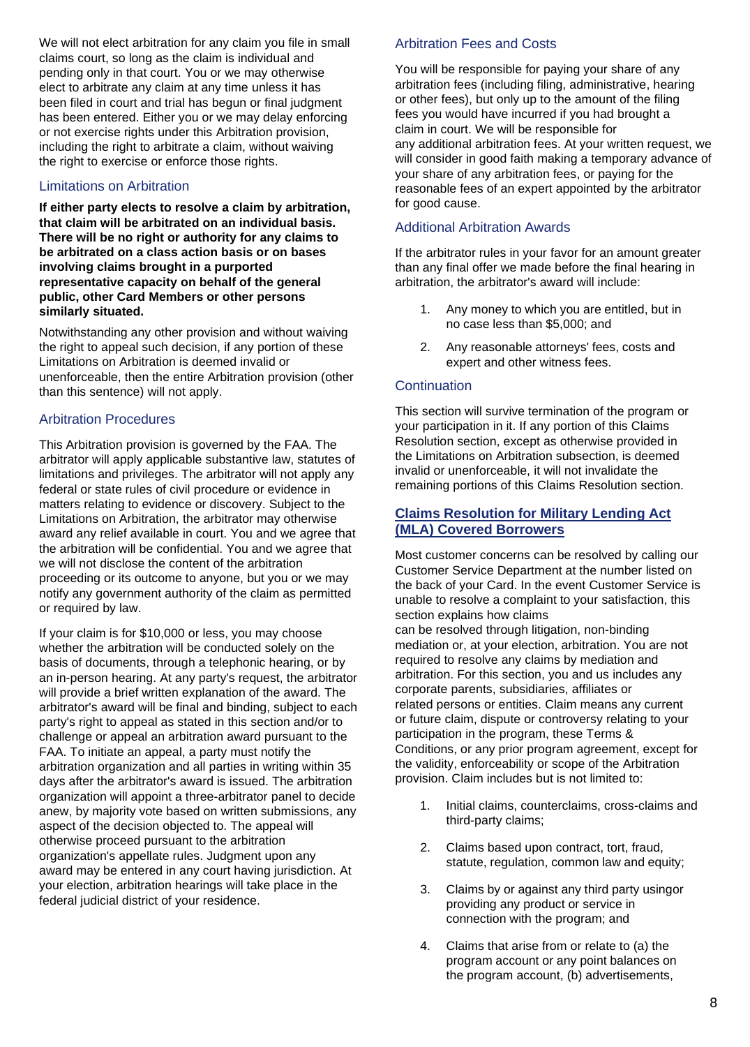We will not elect arbitration for any claim you file in small claims court, so long as the claim is individual and pending only in that court. You or we may otherwise elect to arbitrate any claim at any time unless it has been filed in court and trial has begun or final judgment has been entered. Either you or we may delay enforcing or not exercise rights under this Arbitration provision, including the right to arbitrate a claim, without waiving the right to exercise or enforce those rights.

### Limitations on Arbitration

**If either party elects to resolve a claim by arbitration, that claim will be arbitrated on an individual basis. There will be no right or authority for any claims to be arbitrated on a class action basis or on bases involving claims brought in a purported representative capacity on behalf of the general public, other Card Members or other persons similarly situated.**

Notwithstanding any other provision and without waiving the right to appeal such decision, if any portion of these Limitations on Arbitration is deemed invalid or unenforceable, then the entire Arbitration provision (other than this sentence) will not apply.

### Arbitration Procedures

This Arbitration provision is governed by the FAA. The arbitrator will apply applicable substantive law, statutes of limitations and privileges. The arbitrator will not apply any federal or state rules of civil procedure or evidence in matters relating to evidence or discovery. Subject to the Limitations on Arbitration, the arbitrator may otherwise award any relief available in court. You and we agree that the arbitration will be confidential. You and we agree that we will not disclose the content of the arbitration proceeding or its outcome to anyone, but you or we may notify any government authority of the claim as permitted or required by law.

If your claim is for $10,000 or less, you may choose whether the arbitration will be conducted solely on the basis of documents, through a telephonic hearing, or by an in-person hearing. At any party's request, the arbitrator will provide a brief written explanation of the award. The arbitrator's award will be final and binding, subject to each party's right to appeal as stated in this section and/or to challenge or appeal an arbitration award pursuant to the FAA. To initiate an appeal, a party must notify the arbitration organization and all parties in writing within 35 days after the arbitrator's award is issued. The arbitration organization will appoint a three-arbitrator panel to decide anew, by majority vote based on written submissions, any aspect of the decision objected to. The appeal will otherwise proceed pursuant to the arbitration organization's appellate rules. Judgment upon any award may be entered in any court having jurisdiction. At your election, arbitration hearings will take place in the federal judicial district of your residence.

### Arbitration Fees and Costs

You will be responsible for paying your share of any arbitration fees (including filing, administrative, hearing or other fees), but only up to the amount of the filing fees you would have incurred if you had brought a claim in court. We will be responsible for any additional arbitration fees. At your written request, we will consider in good faith making a temporary advance of your share of any arbitration fees, or paying for the reasonable fees of an expert appointed by the arbitrator for good cause.

### Additional Arbitration Awards

If the arbitrator rules in your favor for an amount greater than any final offer we made before the final hearing in arbitration, the arbitrator's award will include:

1. Any money to which you are entitled, but in no case less than $5,000; and
2. Any reasonable attorneys' fees, costs and expert and other witness fees.

### Continuation

This section will survive termination of the program or your participation in it. If any portion of this Claims Resolution section, except as otherwise provided in the Limitations on Arbitration subsection, is deemed invalid or unenforceable, it will not invalidate the remaining portions of this Claims Resolution section.

## Claims Resolution for Military Lending Act (MLA) Covered Borrowers

Most customer concerns can be resolved by calling our Customer Service Department at the number listed on the back of your Card. In the event Customer Service is unable to resolve a complaint to your satisfaction, this section explains how claims can be resolved through litigation, non-binding mediation or, at your election, arbitration. You are not required to resolve any claims by mediation and arbitration. For this section, you and us includes any corporate parents, subsidiaries, affiliates or related persons or entities. Claim means any current or future claim, dispute or controversy relating to your participation in the program, these Terms & Conditions, or any prior program agreement, except for the validity, enforceability or scope of the Arbitration provision. Claim includes but is not limited to:

1. Initial claims, counterclaims, cross-claims and third-party claims;
2. Claims based upon contract, tort, fraud, statute, regulation, common law and equity;
3. Claims by or against any third party usingor providing any product or service in connection with the program; and
4. Claims that arise from or relate to (a) the program account or any point balances on the program account, (b) advertisements,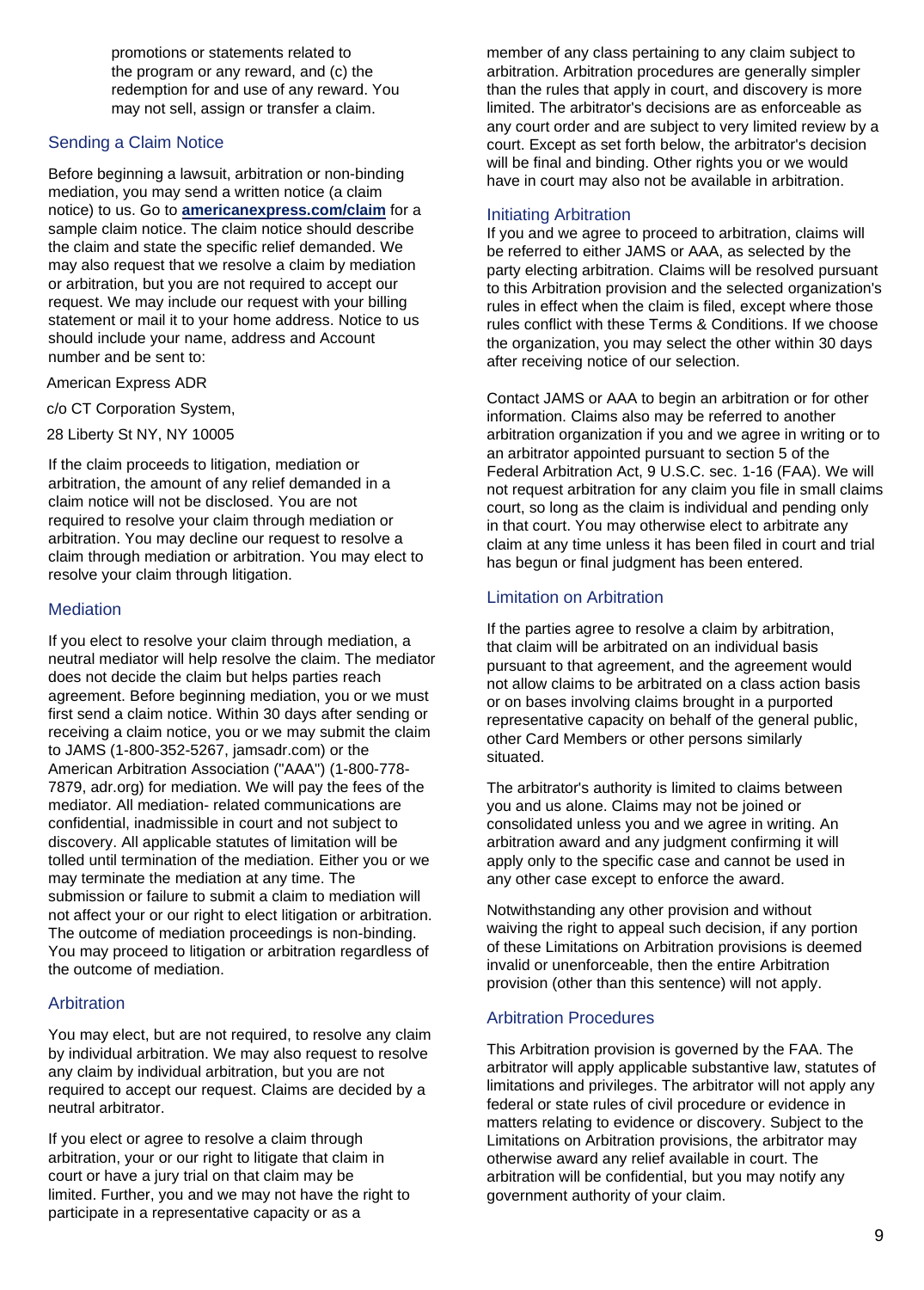promotions or statements related to the program or any reward, and (c) the redemption for and use of any reward. You may not sell, assign or transfer a claim.

### Sending a Claim Notice

Before beginning a lawsuit, arbitration or non-binding mediation, you may send a written notice (a claim notice) to us. Go to **americanexpress.com/claim** for a sample claim notice. The claim notice should describe the claim and state the specific relief demanded. We may also request that we resolve a claim by mediation or arbitration, but you are not required to accept our request. We may include our request with your billing statement or mail it to your home address. Notice to us should include your name, address and Account number and be sent to:

American Express ADR

c/o CT Corporation System,

28 Liberty St NY, NY 10005

If the claim proceeds to litigation, mediation or arbitration, the amount of any relief demanded in a claim notice will not be disclosed. You are not required to resolve your claim through mediation or arbitration. You may decline our request to resolve a claim through mediation or arbitration. You may elect to resolve your claim through litigation.

### Mediation

If you elect to resolve your claim through mediation, a neutral mediator will help resolve the claim. The mediator does not decide the claim but helps parties reach agreement. Before beginning mediation, you or we must first send a claim notice. Within 30 days after sending or receiving a claim notice, you or we may submit the claim to JAMS (1-800-352-5267, jamsadr.com) or the American Arbitration Association ("AAA") (1-800-778-7879, adr.org) for mediation. We will pay the fees of the mediator. All mediation- related communications are confidential, inadmissible in court and not subject to discovery. All applicable statutes of limitation will be tolled until termination of the mediation. Either you or we may terminate the mediation at any time. The submission or failure to submit a claim to mediation will not affect your or our right to elect litigation or arbitration. The outcome of mediation proceedings is non-binding. You may proceed to litigation or arbitration regardless of the outcome of mediation.

### Arbitration

You may elect, but are not required, to resolve any claim by individual arbitration. We may also request to resolve any claim by individual arbitration, but you are not required to accept our request. Claims are decided by a neutral arbitrator.

If you elect or agree to resolve a claim through arbitration, your or our right to litigate that claim in court or have a jury trial on that claim may be limited. Further, you and we may not have the right to participate in a representative capacity or as a member of any class pertaining to any claim subject to arbitration. Arbitration procedures are generally simpler than the rules that apply in court, and discovery is more limited. The arbitrator's decisions are as enforceable as any court order and are subject to very limited review by a court. Except as set forth below, the arbitrator's decision will be final and binding. Other rights you or we would have in court may also not be available in arbitration.

### Initiating Arbitration

If you and we agree to proceed to arbitration, claims will be referred to either JAMS or AAA, as selected by the party electing arbitration. Claims will be resolved pursuant to this Arbitration provision and the selected organization's rules in effect when the claim is filed, except where those rules conflict with these Terms & Conditions. If we choose the organization, you may select the other within 30 days after receiving notice of our selection.

Contact JAMS or AAA to begin an arbitration or for other information. Claims also may be referred to another arbitration organization if you and we agree in writing or to an arbitrator appointed pursuant to section 5 of the Federal Arbitration Act, 9 U.S.C. sec. 1-16 (FAA). We will not request arbitration for any claim you file in small claims court, so long as the claim is individual and pending only in that court. You may otherwise elect to arbitrate any claim at any time unless it has been filed in court and trial has begun or final judgment has been entered.

### Limitation on Arbitration

If the parties agree to resolve a claim by arbitration, that claim will be arbitrated on an individual basis pursuant to that agreement, and the agreement would not allow claims to be arbitrated on a class action basis or on bases involving claims brought in a purported representative capacity on behalf of the general public, other Card Members or other persons similarly situated.

The arbitrator's authority is limited to claims between you and us alone. Claims may not be joined or consolidated unless you and we agree in writing. An arbitration award and any judgment confirming it will apply only to the specific case and cannot be used in any other case except to enforce the award.

Notwithstanding any other provision and without waiving the right to appeal such decision, if any portion of these Limitations on Arbitration provisions is deemed invalid or unenforceable, then the entire Arbitration provision (other than this sentence) will not apply.

### Arbitration Procedures

This Arbitration provision is governed by the FAA. The arbitrator will apply applicable substantive law, statutes of limitations and privileges. The arbitrator will not apply any federal or state rules of civil procedure or evidence in matters relating to evidence or discovery. Subject to the Limitations on Arbitration provisions, the arbitrator may otherwise award any relief available in court. The arbitration will be confidential, but you may notify any government authority of your claim.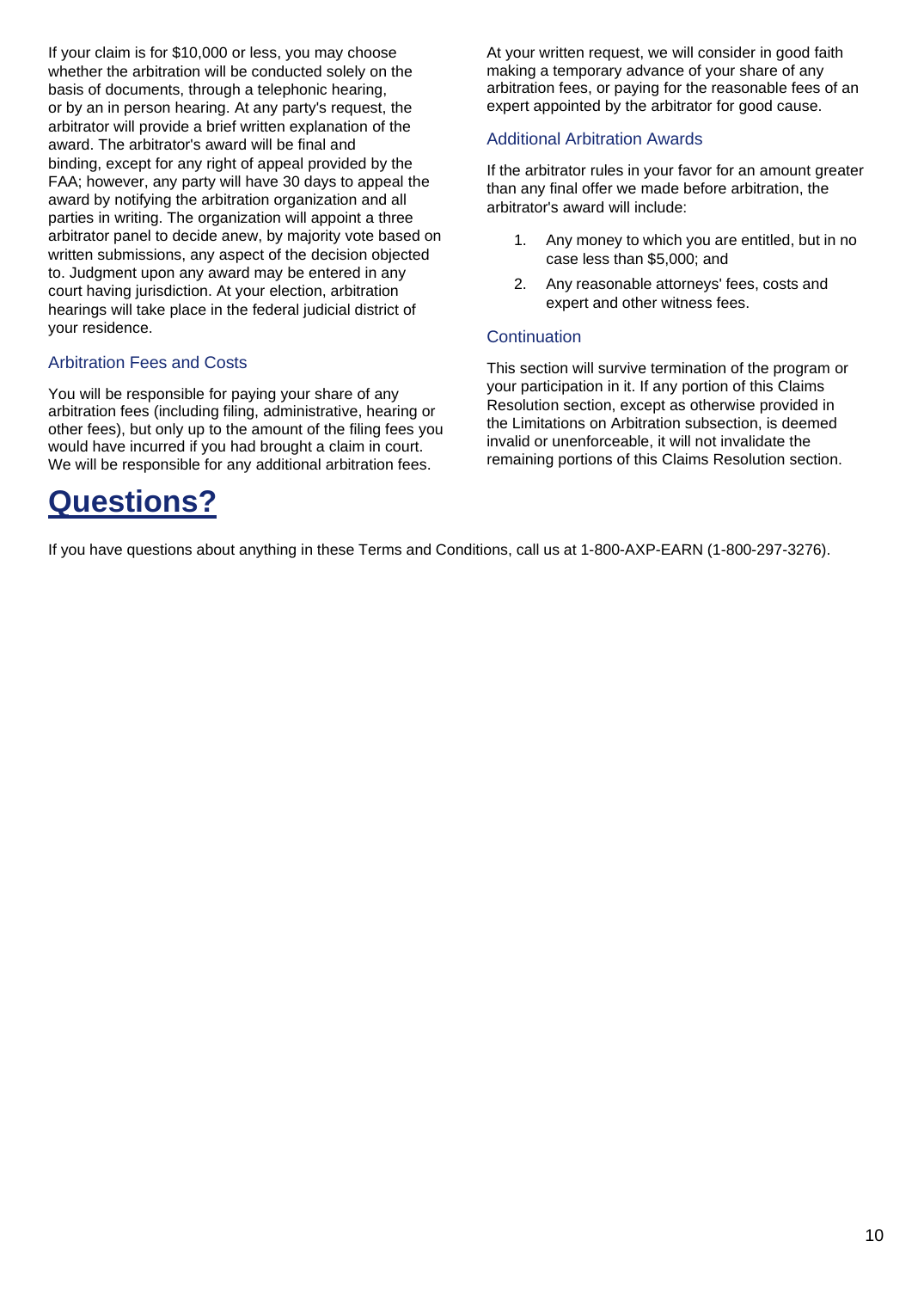If your claim is for $10,000 or less, you may choose whether the arbitration will be conducted solely on the basis of documents, through a telephonic hearing, or by an in person hearing. At any party's request, the arbitrator will provide a brief written explanation of the award. The arbitrator's award will be final and binding, except for any right of appeal provided by the FAA; however, any party will have 30 days to appeal the award by notifying the arbitration organization and all parties in writing. The organization will appoint a three arbitrator panel to decide anew, by majority vote based on written submissions, any aspect of the decision objected to. Judgment upon any award may be entered in any court having jurisdiction. At your election, arbitration hearings will take place in the federal judicial district of your residence.

### Arbitration Fees and Costs

You will be responsible for paying your share of any arbitration fees (including filing, administrative, hearing or other fees), but only up to the amount of the filing fees you would have incurred if you had brought a claim in court. We will be responsible for any additional arbitration fees.

At your written request, we will consider in good faith making a temporary advance of your share of any arbitration fees, or paying for the reasonable fees of an expert appointed by the arbitrator for good cause.

### Additional Arbitration Awards

If the arbitrator rules in your favor for an amount greater than any final offer we made before arbitration, the arbitrator's award will include:

1. Any money to which you are entitled, but in no case less than $5,000; and
2. Any reasonable attorneys' fees, costs and expert and other witness fees.

### Continuation

This section will survive termination of the program or your participation in it. If any portion of this Claims Resolution section, except as otherwise provided in the Limitations on Arbitration subsection, is deemed invalid or unenforceable, it will not invalidate the remaining portions of this Claims Resolution section.

# Questions?

If you have questions about anything in these Terms and Conditions, call us at 1-800-AXP-EARN (1-800-297-3276).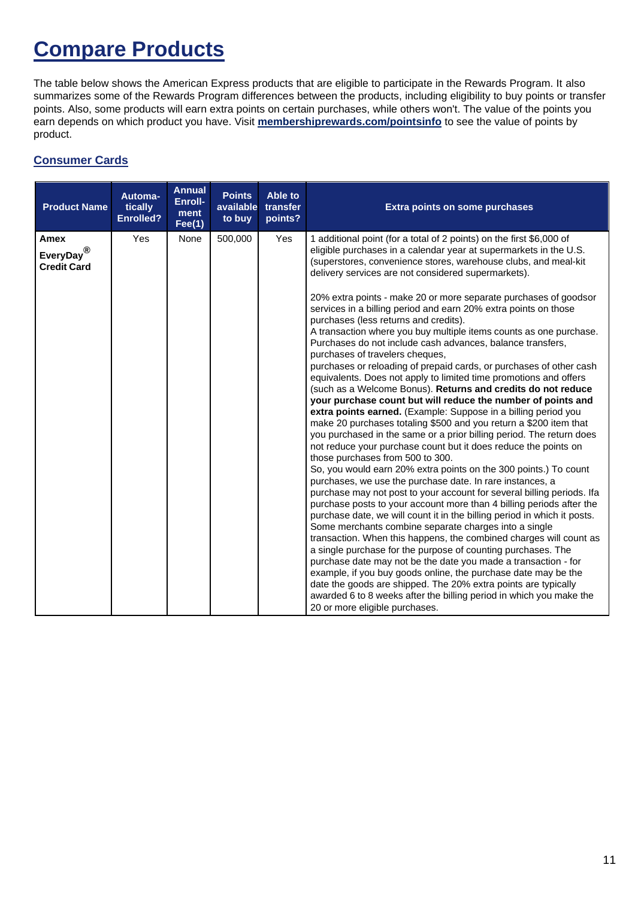# Compare Products

The table below shows the American Express products that are eligible to participate in the Rewards Program. It also summarizes some of the Rewards Program differences between the products, including eligibility to buy points or transfer points. Also, some products will earn extra points on certain purchases, while others won't. The value of the points you earn depends on which product you have. Visit **membershiprewards.com/pointsinfo** to see the value of points by product.

## Consumer Cards

| Product Name | Automatically Enrolled? | Annual Enrollment Fee(1) | Points available to buy | Able to transfer points? | Extra points on some purchases |
|---|---|---|---|---|---|
| **Amex EveryDay® Credit Card** | Yes | None | 500,000 | Yes | 1 additional point (for a total of 2 points) on the first $6,000 of eligible purchases in a calendar year at supermarkets in the U.S. (superstores, convenience stores, warehouse clubs, and meal-kit delivery services are not considered supermarkets).<br><br>20% extra points - make 20 or more separate purchases of goodsor services in a billing period and earn 20% extra points on those purchases (less returns and credits).<br>A transaction where you buy multiple items counts as one purchase. Purchases do not include cash advances, balance transfers, purchases of travelers cheques,<br>purchases or reloading of prepaid cards, or purchases of other cash equivalents. Does not apply to limited time promotions and offers (such as a Welcome Bonus). **Returns and credits do not reduce your purchase count but will reduce the number of points and extra points earned.** (Example: Suppose in a billing period you make 20 purchases totaling $500 and you return a $200 item that you purchased in the same or a prior billing period. The return does not reduce your purchase count but it does reduce the points on those purchases from 500 to 300.<br>So, you would earn 20% extra points on the 300 points.) To count purchases, we use the purchase date. In rare instances, a purchase may not post to your account for several billing periods. Ifa purchase posts to your account more than 4 billing periods after the purchase date, we will count it in the billing period in which it posts. Some merchants combine separate charges into a single transaction. When this happens, the combined charges will count as a single purchase for the purpose of counting purchases. The purchase date may not be the date you made a transaction - for example, if you buy goods online, the purchase date may be the date the goods are shipped. The 20% extra points are typically awarded 6 to 8 weeks after the billing period in which you make the 20 or more eligible purchases. |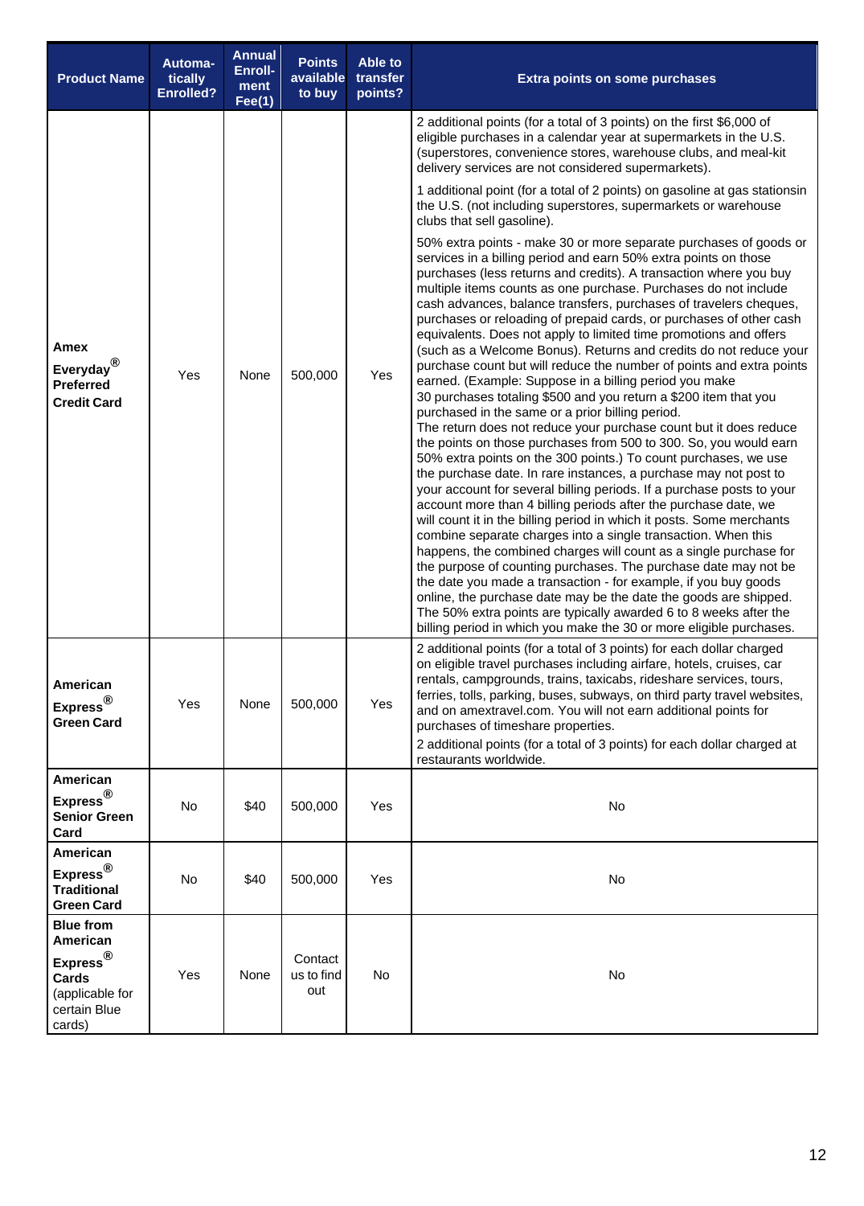| Product Name | Automatically Enrolled? | Annual Enrollment Fee(1) | Points available to buy | Able to transfer points? | Extra points on some purchases |
|---|---|---|---|---|---|
| **Amex Everyday® Preferred Credit Card** | Yes | None | 500,000 | Yes | 2 additional points (for a total of 3 points) on the first $6,000 of eligible purchases in a calendar year at supermarkets in the U.S. (superstores, convenience stores, warehouse clubs, and meal-kit delivery services are not considered supermarkets).<br><br>1 additional point (for a total of 2 points) on gasoline at gas stationsin the U.S. (not including superstores, supermarkets or warehouse clubs that sell gasoline).<br><br>50% extra points - make 30 or more separate purchases of goods or services in a billing period and earn 50% extra points on those purchases (less returns and credits). A transaction where you buy multiple items counts as one purchase. Purchases do not include cash advances, balance transfers, purchases of travelers cheques, purchases or reloading of prepaid cards, or purchases of other cash equivalents. Does not apply to limited time promotions and offers (such as a Welcome Bonus). Returns and credits do not reduce your purchase count but will reduce the number of points and extra points earned. (Example: Suppose in a billing period you make 30 purchases totaling $500 and you return a $200 item that you purchased in the same or a prior billing period.<br>The return does not reduce your purchase count but it does reduce the points on those purchases from 500 to 300. So, you would earn 50% extra points on the 300 points.) To count purchases, we use the purchase date. In rare instances, a purchase may not post to your account for several billing periods. If a purchase posts to your account more than 4 billing periods after the purchase date, we will count it in the billing period in which it posts. Some merchants combine separate charges into a single transaction. When this happens, the combined charges will count as a single purchase for the purpose of counting purchases. The purchase date may not be the date you made a transaction - for example, if you buy goods online, the purchase date may be the date the goods are shipped. The 50% extra points are typically awarded 6 to 8 weeks after the billing period in which you make the 30 or more eligible purchases. |
| **American Express® Green Card** | Yes | None | 500,000 | Yes | 2 additional points (for a total of 3 points) for each dollar charged on eligible travel purchases including airfare, hotels, cruises, car rentals, campgrounds, trains, taxicabs, rideshare services, tours, ferries, tolls, parking, buses, subways, on third party travel websites, and on amextravel.com. You will not earn additional points for purchases of timeshare properties.<br><br>2 additional points (for a total of 3 points) for each dollar charged at restaurants worldwide. |
| **American Express® Senior Green Card** | No | $40 | 500,000 | Yes | No |
| **American Express® Traditional Green Card** | No | $40 | 500,000 | Yes | No |
| **Blue from American Express® Cards** (applicable for certain Blue cards) | Yes | None | Contact us to find out | No | No |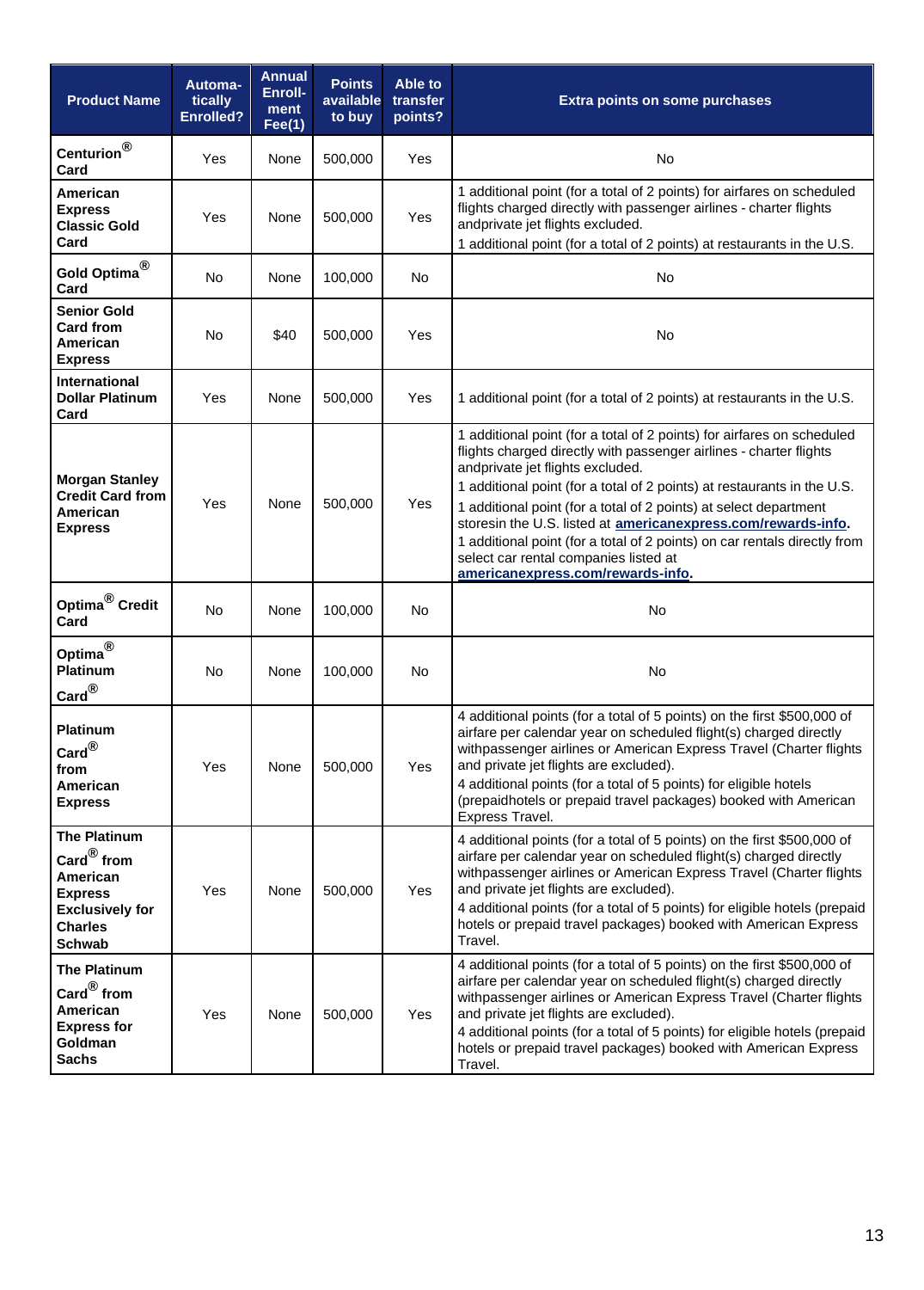| Product Name | Automatically Enrolled? | Annual Enrollment Fee(1) | Points available to buy | Able to transfer points? | Extra points on some purchases |
|---|---|---|---|---|---|
| **Centurion® Card** | Yes | None | 500,000 | Yes | No |
| **American Express Classic Gold Card** | Yes | None | 500,000 | Yes | 1 additional point (for a total of 2 points) for airfares on scheduled flights charged directly with passenger airlines - charter flights andprivate jet flights excluded.<br>1 additional point (for a total of 2 points) at restaurants in the U.S. |
| **Gold Optima® Card** | No | None | 100,000 | No | No |
| **Senior Gold Card from American Express** | No | $40 | 500,000 | Yes | No |
| **International Dollar Platinum Card** | Yes | None | 500,000 | Yes | 1 additional point (for a total of 2 points) at restaurants in the U.S. |
| **Morgan Stanley Credit Card from American Express** | Yes | None | 500,000 | Yes | 1 additional point (for a total of 2 points) for airfares on scheduled flights charged directly with passenger airlines - charter flights andprivate jet flights excluded.<br>1 additional point (for a total of 2 points) at restaurants in the U.S.<br>1 additional point (for a total of 2 points) at select department storesin the U.S. listed at **americanexpress.com/rewards-info**.<br>1 additional point (for a total of 2 points) on car rentals directly from select car rental companies listed at **americanexpress.com/rewards-info**. |
| **Optima® Credit Card** | No | None | 100,000 | No | No |
| **Optima® Platinum Card®** | No | None | 100,000 | No | No |
| **Platinum Card® from American Express** | Yes | None | 500,000 | Yes | 4 additional points (for a total of 5 points) on the first $500,000 of airfare per calendar year on scheduled flight(s) charged directly withpassenger airlines or American Express Travel (Charter flights and private jet flights are excluded).<br>4 additional points (for a total of 5 points) for eligible hotels (prepaidhotels or prepaid travel packages) booked with American Express Travel. |
| **The Platinum Card® from American Express Exclusively for Charles Schwab** | Yes | None | 500,000 | Yes | 4 additional points (for a total of 5 points) on the first $500,000 of airfare per calendar year on scheduled flight(s) charged directly withpassenger airlines or American Express Travel (Charter flights and private jet flights are excluded).<br>4 additional points (for a total of 5 points) for eligible hotels (prepaid hotels or prepaid travel packages) booked with American Express Travel. |
| **The Platinum Card® from American Express for Goldman Sachs** | Yes | None | 500,000 | Yes | 4 additional points (for a total of 5 points) on the first $500,000 of airfare per calendar year on scheduled flight(s) charged directly withpassenger airlines or American Express Travel (Charter flights and private jet flights are excluded).<br>4 additional points (for a total of 5 points) for eligible hotels (prepaid hotels or prepaid travel packages) booked with American Express Travel. |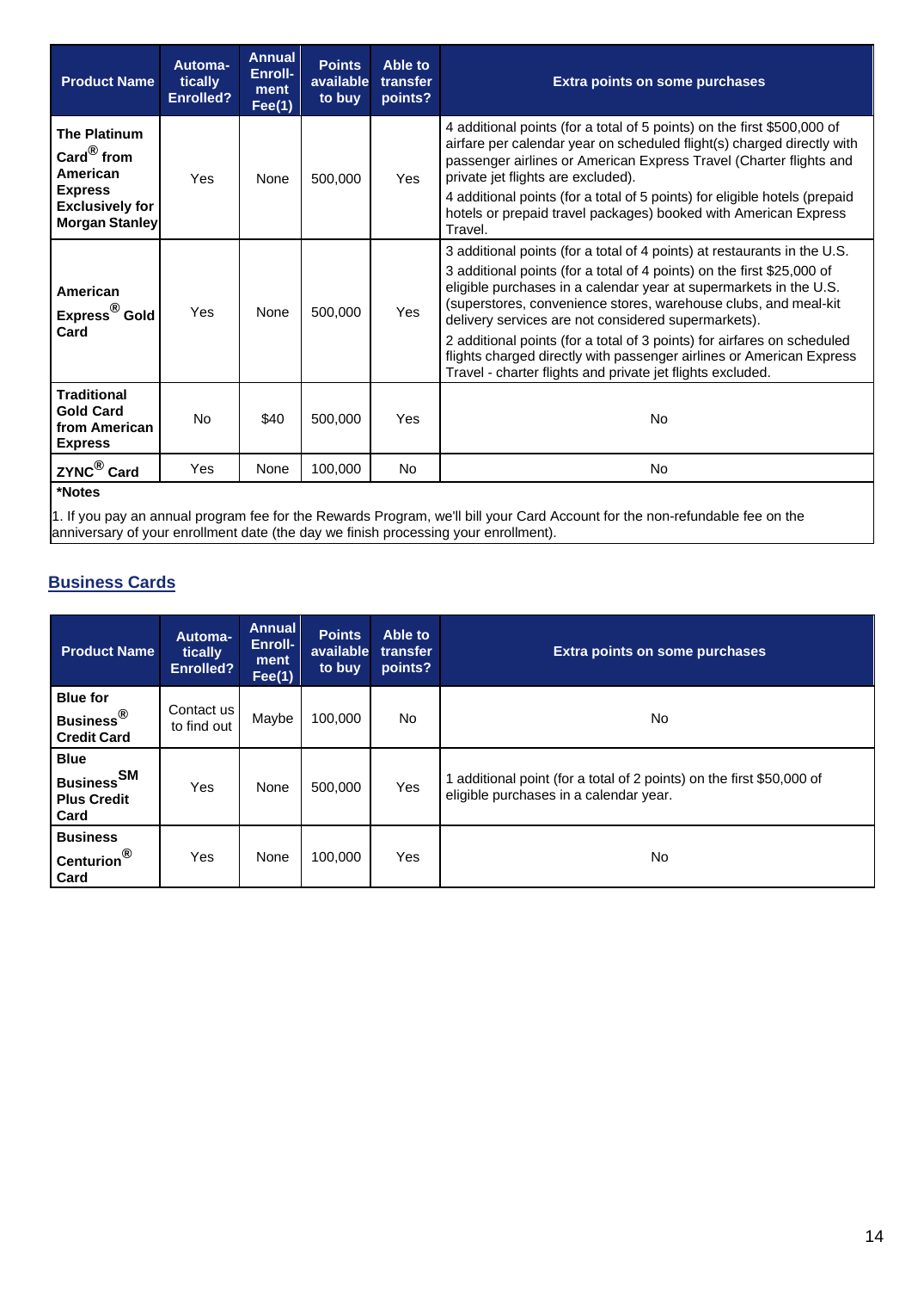| Product Name | Automatically Enrolled? | Annual Enrollment Fee(1) | Points available to buy | Able to transfer points? | Extra points on some purchases |
|---|---|---|---|---|---|
| **The Platinum Card® from American Express Exclusively for Morgan Stanley** | Yes | None | 500,000 | Yes | 4 additional points (for a total of 5 points) on the first $500,000 of airfare per calendar year on scheduled flight(s) charged directly with passenger airlines or American Express Travel (Charter flights and private jet flights are excluded).<br>4 additional points (for a total of 5 points) for eligible hotels (prepaid hotels or prepaid travel packages) booked with American Express Travel. |
| **American Express® Gold Card** | Yes | None | 500,000 | Yes | 3 additional points (for a total of 4 points) at restaurants in the U.S.<br>3 additional points (for a total of 4 points) on the first $25,000 of eligible purchases in a calendar year at supermarkets in the U.S. (superstores, convenience stores, warehouse clubs, and meal-kit delivery services are not considered supermarkets).<br>2 additional points (for a total of 3 points) for airfares on scheduled flights charged directly with passenger airlines or American Express Travel - charter flights and private jet flights excluded. |
| **Traditional Gold Card from American Express** | No | $40 | 500,000 | Yes | No |
| **ZYNC® Card** | Yes | None | 100,000 | No | No |

**\*Notes**

1. If you pay an annual program fee for the Rewards Program, we'll bill your Card Account for the non-refundable fee on the anniversary of your enrollment date (the day we finish processing your enrollment).

## Business Cards

| Product Name | Automatically Enrolled? | Annual Enrollment Fee(1) | Points available to buy | Able to transfer points? | Extra points on some purchases |
|---|---|---|---|---|---|
| **Blue for Business® Credit Card** | Contact us to find out | Maybe | 100,000 | No | No |
| **Blue Business℠ Plus Credit Card** | Yes | None | 500,000 | Yes | 1 additional point (for a total of 2 points) on the first $50,000 of eligible purchases in a calendar year. |
| **Business Centurion® Card** | Yes | None | 100,000 | Yes | No |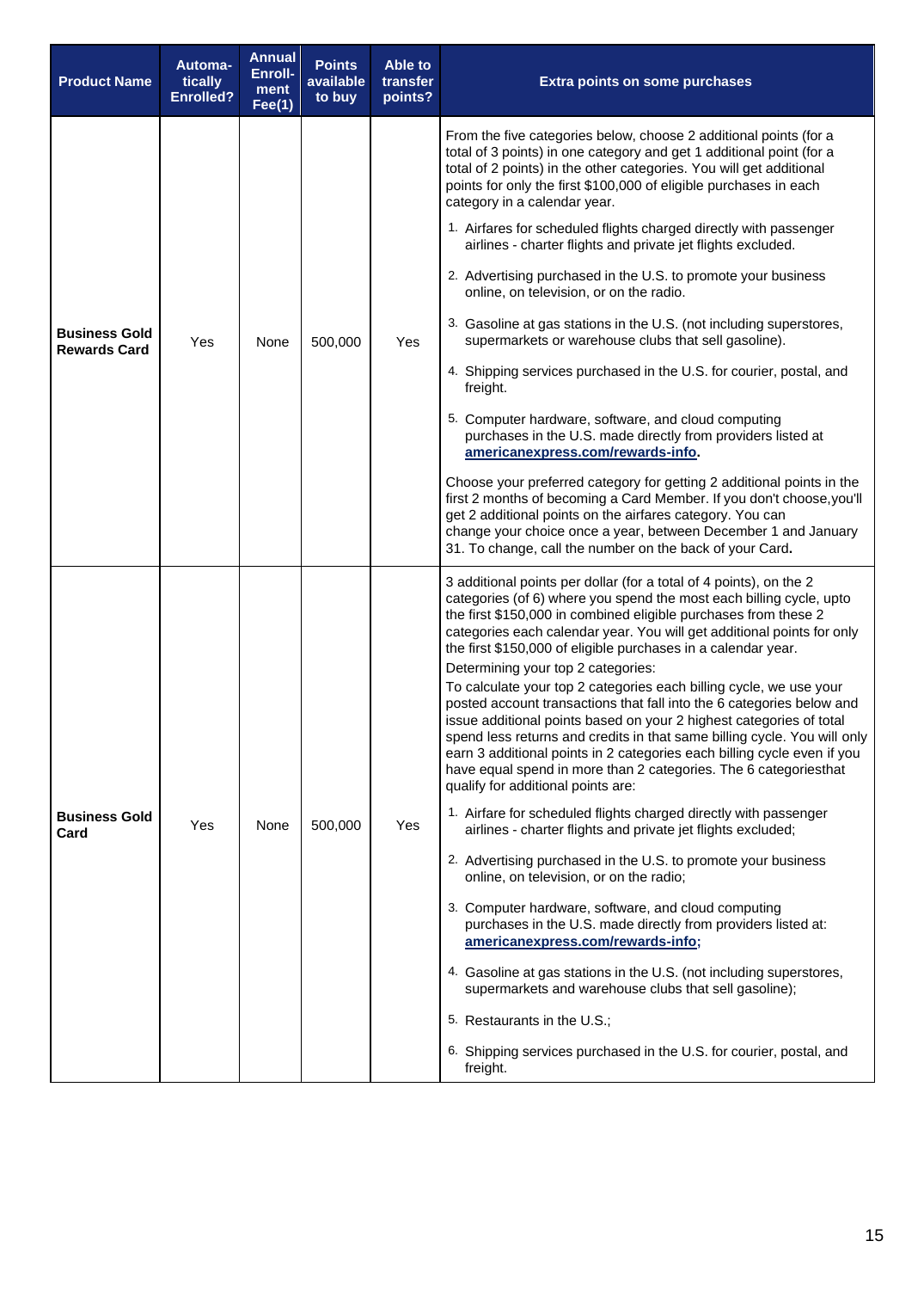| Product Name | Automa-tically Enrolled? | Annual Enroll-ment Fee(1) | Points available to buy | Able to transfer points? | Extra points on some purchases |
|---|---|---|---|---|---|
| **Business Gold Rewards Card** | Yes | None | 500,000 | Yes | From the five categories below, choose 2 additional points (for a total of 3 points) in one category and get 1 additional point (for a total of 2 points) in the other categories. You will get additional points for only the first $100,000 of eligible purchases in each category in a calendar year.<br><br>1. Airfares for scheduled flights charged directly with passenger airlines - charter flights and private jet flights excluded.<br>2. Advertising purchased in the U.S. to promote your business online, on television, or on the radio.<br>3. Gasoline at gas stations in the U.S. (not including superstores, supermarkets or warehouse clubs that sell gasoline).<br>4. Shipping services purchased in the U.S. for courier, postal, and freight.<br>5. Computer hardware, software, and cloud computing purchases in the U.S. made directly from providers listed at **americanexpress.com/rewards-info**.<br><br>Choose your preferred category for getting 2 additional points in the first 2 months of becoming a Card Member. If you don't choose,you'll get 2 additional points on the airfares category. You can change your choice once a year, between December 1 and January 31. To change, call the number on the back of your Card**.** |
| **Business Gold Card** | Yes | None | 500,000 | Yes | 3 additional points per dollar (for a total of 4 points), on the 2 categories (of 6) where you spend the most each billing cycle, upto the first $150,000 in combined eligible purchases from these 2 categories each calendar year. You will get additional points for only the first $150,000 of eligible purchases in a calendar year.<br>Determining your top 2 categories:<br>To calculate your top 2 categories each billing cycle, we use your posted account transactions that fall into the 6 categories below and issue additional points based on your 2 highest categories of total spend less returns and credits in that same billing cycle. You will only earn 3 additional points in 2 categories each billing cycle even if you have equal spend in more than 2 categories. The 6 categoriesthat qualify for additional points are:<br><br>1. Airfare for scheduled flights charged directly with passenger airlines - charter flights and private jet flights excluded;<br>2. Advertising purchased in the U.S. to promote your business online, on television, or on the radio;<br>3. Computer hardware, software, and cloud computing purchases in the U.S. made directly from providers listed at: **americanexpress.com/rewards-info;**<br>4. Gasoline at gas stations in the U.S. (not including superstores, supermarkets and warehouse clubs that sell gasoline);<br>5. Restaurants in the U.S.;<br>6. Shipping services purchased in the U.S. for courier, postal, and freight. |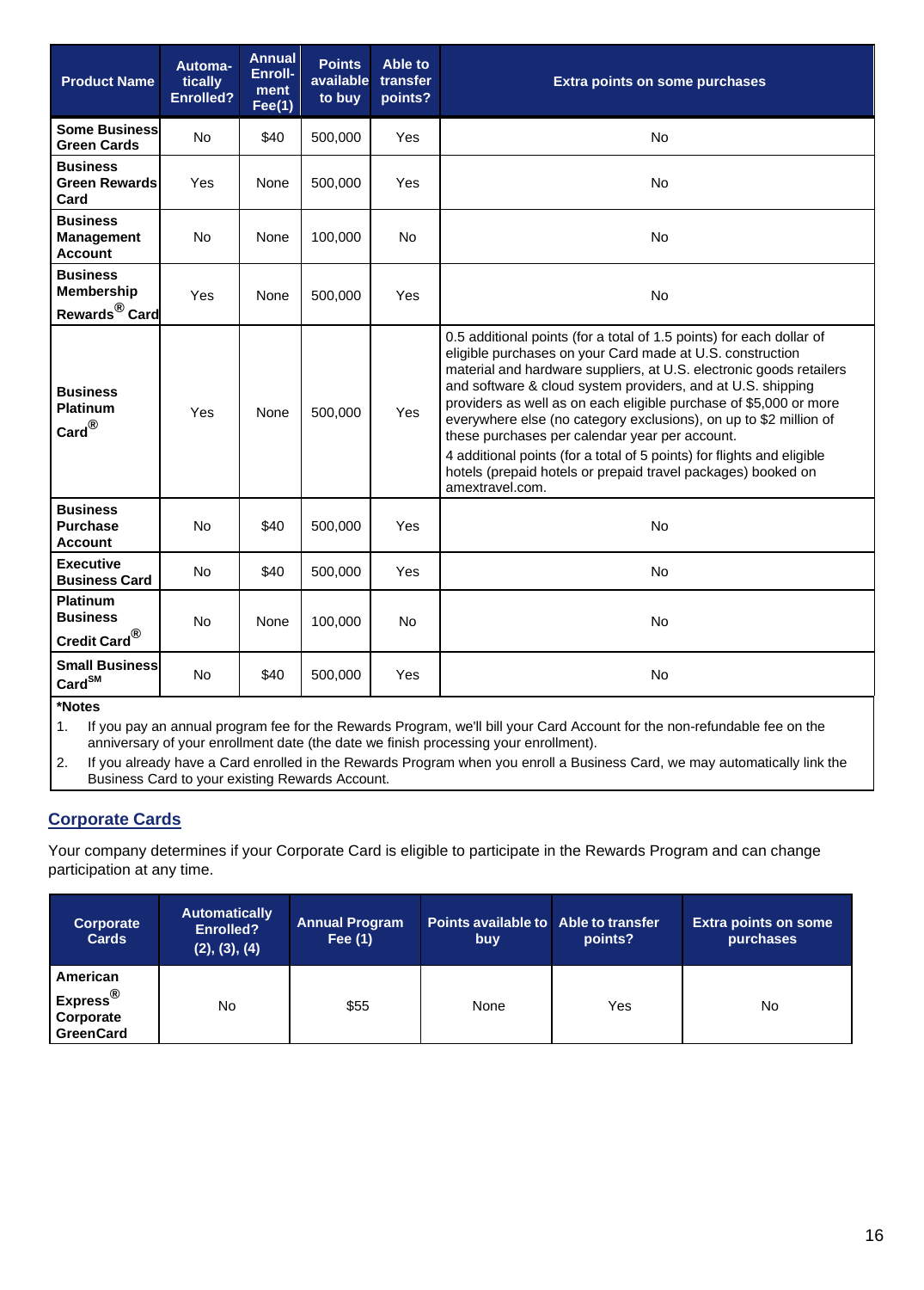| Product Name | Automatically Enrolled? | Annual Enrollment Fee(1) | Points available to buy | Able to transfer points? | Extra points on some purchases |
|---|---|---|---|---|---|
| **Some Business Green Cards** | No | $40 | 500,000 | Yes | No |
| **Business Green Rewards Card** | Yes | None | 500,000 | Yes | No |
| **Business Management Account** | No | None | 100,000 | No | No |
| **Business Membership Rewards® Card** | Yes | None | 500,000 | Yes | No |
| **Business Platinum Card®** | Yes | None | 500,000 | Yes | 0.5 additional points (for a total of 1.5 points) for each dollar of eligible purchases on your Card made at U.S. construction material and hardware suppliers, at U.S. electronic goods retailers and software & cloud system providers, and at U.S. shipping providers as well as on each eligible purchase of $5,000 or more everywhere else (no category exclusions), on up to $2 million of these purchases per calendar year per account. 4 additional points (for a total of 5 points) for flights and eligible hotels (prepaid hotels or prepaid travel packages) booked on amextravel.com. |
| **Business Purchase Account** | No | $40 | 500,000 | Yes | No |
| **Executive Business Card** | No | $40 | 500,000 | Yes | No |
| **Platinum Business Credit Card®** | No | None | 100,000 | No | No |
| **Small Business Card℠** | No | $40 | 500,000 | Yes | No |

**\*Notes**

1. If you pay an annual program fee for the Rewards Program, we'll bill your Card Account for the non-refundable fee on the anniversary of your enrollment date (the date we finish processing your enrollment).
2. If you already have a Card enrolled in the Rewards Program when you enroll a Business Card, we may automatically link the Business Card to your existing Rewards Account.

## Corporate Cards

Your company determines if your Corporate Card is eligible to participate in the Rewards Program and can change participation at any time.

| Corporate Cards | Automatically Enrolled? (2), (3), (4) | Annual Program Fee (1) | Points available to buy | Able to transfer points? | Extra points on some purchases |
|---|---|---|---|---|---|
| **American Express® Corporate GreenCard** | No | $55 | None | Yes | No |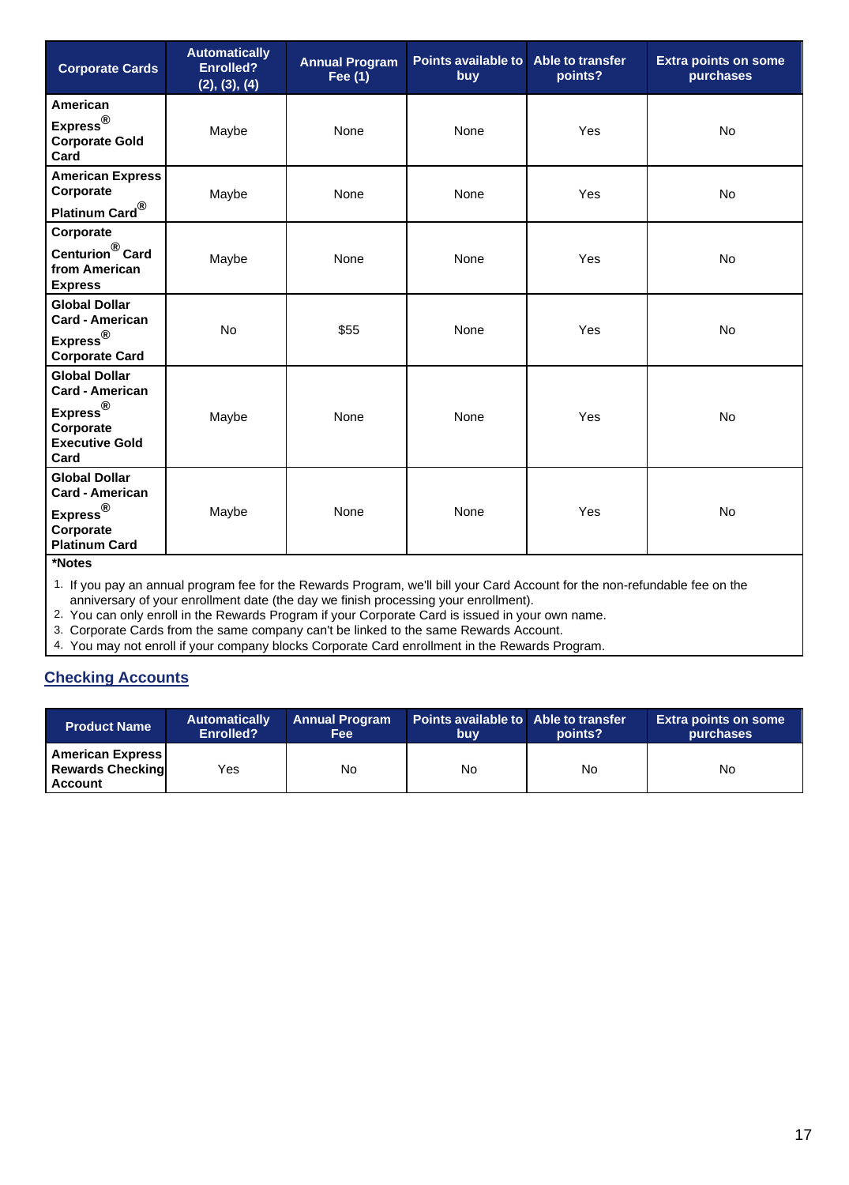| Corporate Cards | Automatically Enrolled? (2), (3), (4) | Annual Program Fee (1) | Points available to buy | Able to transfer points? | Extra points on some purchases |
|---|---|---|---|---|---|
| **American Express® Corporate Gold Card** | Maybe | None | None | Yes | No |
| **American Express Corporate Platinum Card®** | Maybe | None | None | Yes | No |
| **Corporate Centurion® Card from American Express** | Maybe | None | None | Yes | No |
| **Global Dollar Card - American Express® Corporate Card** | No | $55 | None | Yes | No |
| **Global Dollar Card - American Express® Corporate Executive Gold Card** | Maybe | None | None | Yes | No |
| **Global Dollar Card - American Express® Corporate Platinum Card** | Maybe | None | None | Yes | No |

**\*Notes**

1. If you pay an annual program fee for the Rewards Program, we'll bill your Card Account for the non-refundable fee on the anniversary of your enrollment date (the day we finish processing your enrollment).
2. You can only enroll in the Rewards Program if your Corporate Card is issued in your own name.
3. Corporate Cards from the same company can't be linked to the same Rewards Account.
4. You may not enroll if your company blocks Corporate Card enrollment in the Rewards Program.

## Checking Accounts

| Product Name | Automatically Enrolled? | Annual Program Fee | Points available to buy | Able to transfer points? | Extra points on some purchases |
|---|---|---|---|---|---|
| **American Express Rewards Checking Account** | Yes | No | No | No | No |